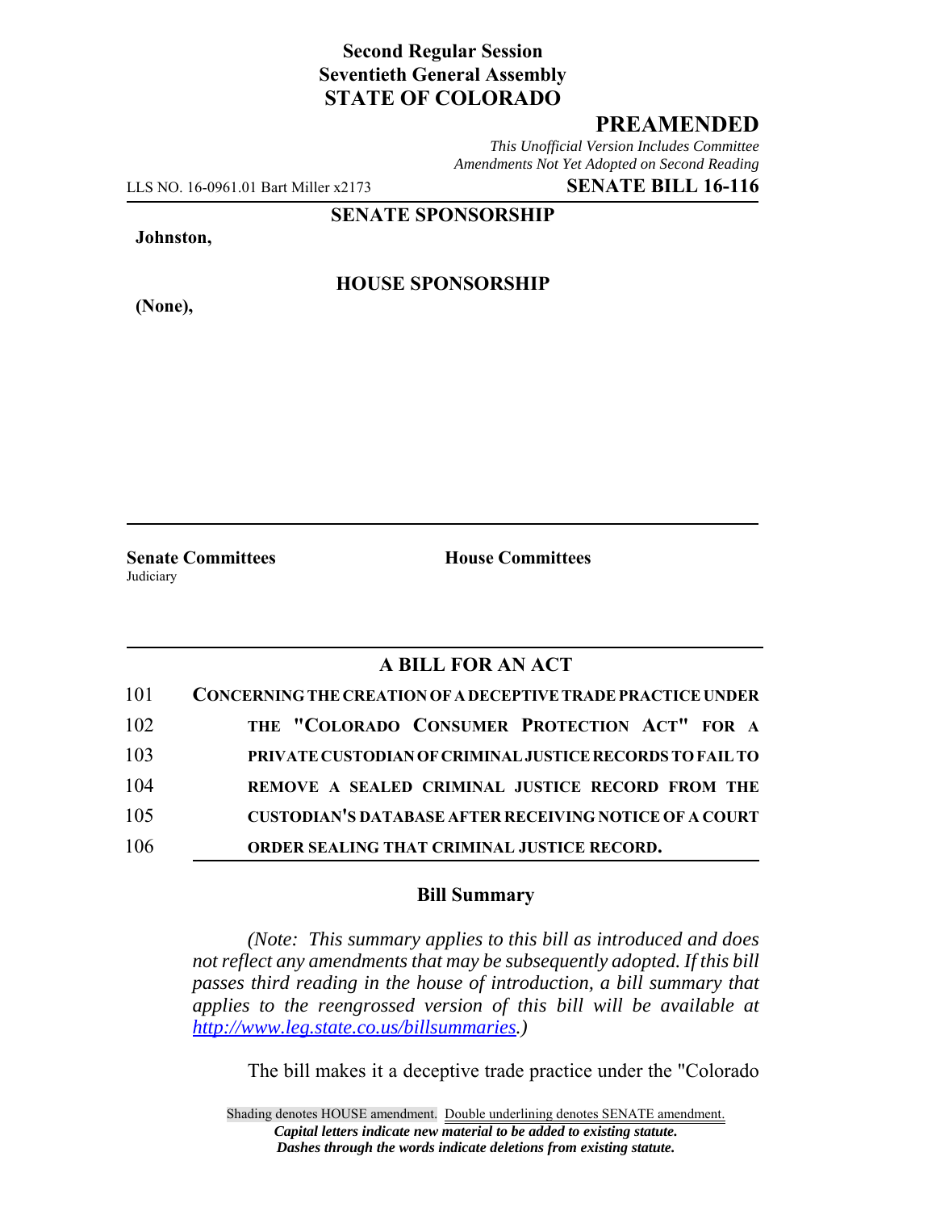**Second Regular Session**
**Seventieth General Assembly**
**STATE OF COLORADO**

# PREAMENDED

*This Unofficial Version Includes Committee Amendments Not Yet Adopted on Second Reading*

LLS NO. 16-0961.01 Bart Miller x2173 **SENATE BILL 16-116**

**SENATE SPONSORSHIP**

**Johnston,**

**HOUSE SPONSORSHIP**

**(None),**

**Senate Committees**
Judiciary

**House Committees**

## A BILL FOR AN ACT

101 **CONCERNING THE CREATION OF A DECEPTIVE TRADE PRACTICE UNDER**
102 **THE "COLORADO CONSUMER PROTECTION ACT" FOR A**
103 **PRIVATE CUSTODIAN OF CRIMINAL JUSTICE RECORDS TO FAIL TO**
104 **REMOVE A SEALED CRIMINAL JUSTICE RECORD FROM THE**
105 **CUSTODIAN'S DATABASE AFTER RECEIVING NOTICE OF A COURT**
106 **ORDER SEALING THAT CRIMINAL JUSTICE RECORD.**

### Bill Summary

*(Note: This summary applies to this bill as introduced and does not reflect any amendments that may be subsequently adopted. If this bill passes third reading in the house of introduction, a bill summary that applies to the reengrossed version of this bill will be available at http://www.leg.state.co.us/billsummaries.)*

The bill makes it a deceptive trade practice under the "Colorado

Shading denotes HOUSE amendment. Double underlining denotes SENATE amendment.
*Capital letters indicate new material to be added to existing statute.*
*Dashes through the words indicate deletions from existing statute.*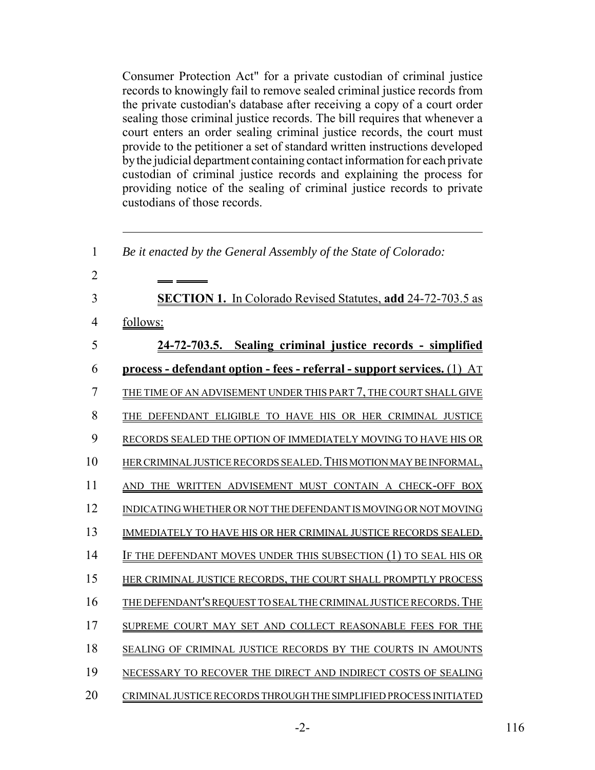Consumer Protection Act" for a private custodian of criminal justice records to knowingly fail to remove sealed criminal justice records from the private custodian's database after receiving a copy of a court order sealing those criminal justice records. The bill requires that whenever a court enters an order sealing criminal justice records, the court must provide to the petitioner a set of standard written instructions developed by the judicial department containing contact information for each private custodian of criminal justice records and explaining the process for providing notice of the sealing of criminal justice records to private custodians of those records.

---

1 *Be it enacted by the General Assembly of the State of Colorado:*

2

3 **SECTION 1.** In Colorado Revised Statutes, **add** 24-72-703.5 as

4 follows:

5 **24-72-703.5. Sealing criminal justice records - simplified**

6 **process - defendant option - fees - referral - support services.** (1) AT

7 THE TIME OF AN ADVISEMENT UNDER THIS PART 7, THE COURT SHALL GIVE

8 THE DEFENDANT ELIGIBLE TO HAVE HIS OR HER CRIMINAL JUSTICE

9 RECORDS SEALED THE OPTION OF IMMEDIATELY MOVING TO HAVE HIS OR

10 HER CRIMINAL JUSTICE RECORDS SEALED. THIS MOTION MAY BE INFORMAL,

11 AND THE WRITTEN ADVISEMENT MUST CONTAIN A CHECK-OFF BOX

12 INDICATING WHETHER OR NOT THE DEFENDANT IS MOVING OR NOT MOVING

13 IMMEDIATELY TO HAVE HIS OR HER CRIMINAL JUSTICE RECORDS SEALED.

14 IF THE DEFENDANT MOVES UNDER THIS SUBSECTION (1) TO SEAL HIS OR

15 HER CRIMINAL JUSTICE RECORDS, THE COURT SHALL PROMPTLY PROCESS

16 THE DEFENDANT'S REQUEST TO SEAL THE CRIMINAL JUSTICE RECORDS. THE

17 SUPREME COURT MAY SET AND COLLECT REASONABLE FEES FOR THE

18 SEALING OF CRIMINAL JUSTICE RECORDS BY THE COURTS IN AMOUNTS

19 NECESSARY TO RECOVER THE DIRECT AND INDIRECT COSTS OF SEALING

20 CRIMINAL JUSTICE RECORDS THROUGH THE SIMPLIFIED PROCESS INITIATED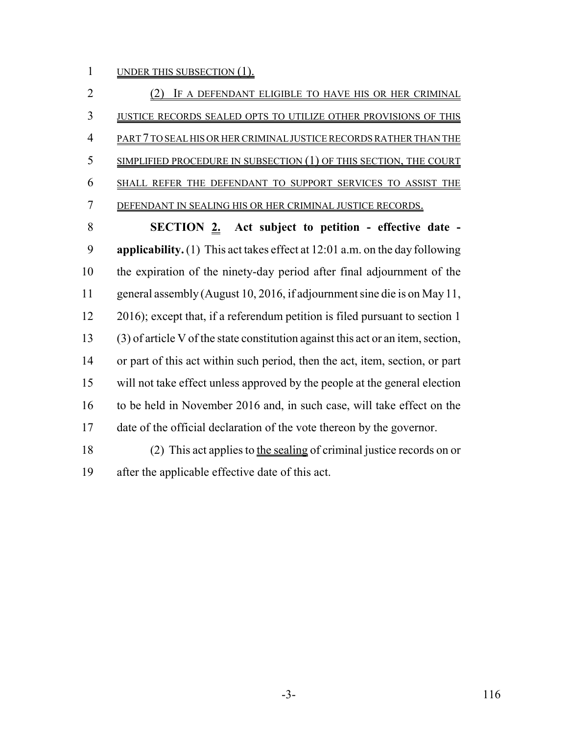UNDER THIS SUBSECTION (1).

(2) IF A DEFENDANT ELIGIBLE TO HAVE HIS OR HER CRIMINAL JUSTICE RECORDS SEALED OPTS TO UTILIZE OTHER PROVISIONS OF THIS PART 7 TO SEAL HIS OR HER CRIMINAL JUSTICE RECORDS RATHER THAN THE SIMPLIFIED PROCEDURE IN SUBSECTION (1) OF THIS SECTION, THE COURT SHALL REFER THE DEFENDANT TO SUPPORT SERVICES TO ASSIST THE DEFENDANT IN SEALING HIS OR HER CRIMINAL JUSTICE RECORDS.

**SECTION 2. Act subject to petition - effective date - applicability.** (1) This act takes effect at 12:01 a.m. on the day following the expiration of the ninety-day period after final adjournment of the general assembly (August 10, 2016, if adjournment sine die is on May 11, 2016); except that, if a referendum petition is filed pursuant to section 1 (3) of article V of the state constitution against this act or an item, section, or part of this act within such period, then the act, item, section, or part will not take effect unless approved by the people at the general election to be held in November 2016 and, in such case, will take effect on the date of the official declaration of the vote thereon by the governor.

(2) This act applies to the sealing of criminal justice records on or after the applicable effective date of this act.